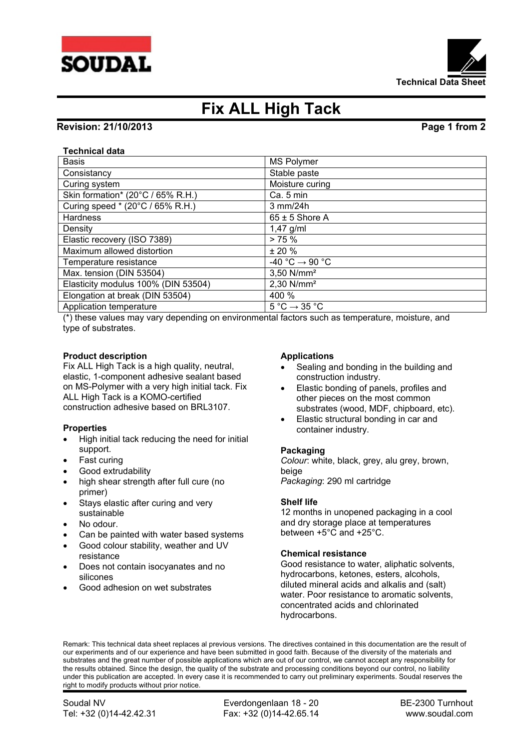# Fix ALL High Tack

**Revision: 21/10/2013**

**Technical data**

| | |
|---|---|
| Basis | MS Polymer |
| Consistancy | Stable paste |
| Curing system | Moisture curing |
| Skin formation* (20°C / 65% R.H.) | Ca. 5 min |
| Curing speed * (20°C / 65% R.H.) | 3 mm/24h |
| Hardness | 65 ± 5 Shore A |
| Density | 1,47 g/ml |
| Elastic recovery (ISO 7389) | > 75 % |
| Maximum allowed distortion | ± 20 % |
| Temperature resistance | -40 °C → 90 °C |
| Max. tension (DIN 53504) | 3,50 N/mm² |
| Elasticity modulus 100% (DIN 53504) | 2,30 N/mm² |
| Elongation at break (DIN 53504) | 400 % |
| Application temperature | 5 °C → 35 °C |

(*) these values may vary depending on environmental factors such as temperature, moisture, and type of substrates.

**Product description**

Fix ALL High Tack is a high quality, neutral, elastic, 1-component adhesive sealant based on MS-Polymer with a very high initial tack. Fix ALL High Tack is a KOMO-certified construction adhesive based on BRL3107.

**Properties**

- High initial tack reducing the need for initial support.
- Fast curing
- Good extrudability
- high shear strength after full cure (no primer)
- Stays elastic after curing and very sustainable
- No odour.
- Can be painted with water based systems
- Good colour stability, weather and UV resistance
- Does not contain isocyanates and no silicones
- Good adhesion on wet substrates

**Applications**

- Sealing and bonding in the building and construction industry.
- Elastic bonding of panels, profiles and other pieces on the most common substrates (wood, MDF, chipboard, etc).
- Elastic structural bonding in car and container industry.

**Packaging**

*Colour*: white, black, grey, alu grey, brown, beige
*Packaging*: 290 ml cartridge

**Shelf life**

12 months in unopened packaging in a cool and dry storage place at temperatures between +5°C and +25°C.

**Chemical resistance**

Good resistance to water, aliphatic solvents, hydrocarbons, ketones, esters, alcohols, diluted mineral acids and alkalis and (salt) water. Poor resistance to aromatic solvents, concentrated acids and chlorinated hydrocarbons.

Remark: This technical data sheet replaces al previous versions. The directives contained in this documentation are the result of our experiments and of our experience and have been submitted in good faith. Because of the diversity of the materials and substrates and the great number of possible applications which are out of our control, we cannot accept any responsibility for the results obtained. Since the design, the quality of the substrate and processing conditions beyond our control, no liability under this publication are accepted. In every case it is recommended to carry out preliminary experiments. Soudal reserves the right to modify products without prior notice.

Soudal NV | Everdongenlaan 18 - 20 | BE-2300 Turnhout
Tel: +32 (0)14-42.42.31 | Fax: +32 (0)14-42.65.14 | www.soudal.com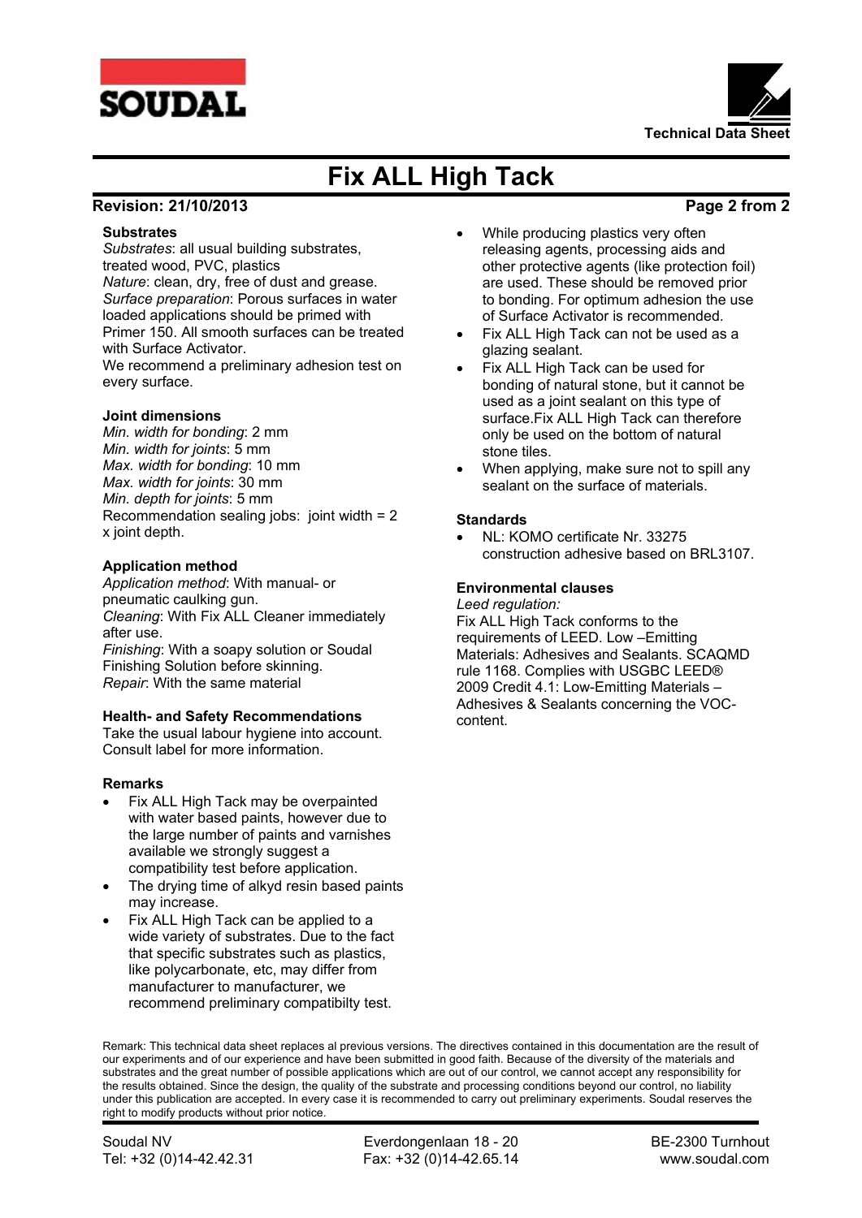# Fix ALL High Tack

**Revision: 21/10/2013**

### Substrates

*Substrates*: all usual building substrates, treated wood, PVC, plastics
*Nature*: clean, dry, free of dust and grease.
*Surface preparation*: Porous surfaces in water loaded applications should be primed with Primer 150. All smooth surfaces can be treated with Surface Activator.
We recommend a preliminary adhesion test on every surface.

### Joint dimensions

*Min. width for bonding*: 2 mm
*Min. width for joints*: 5 mm
*Max. width for bonding*: 10 mm
*Max. width for joints*: 30 mm
*Min. depth for joints*: 5 mm
Recommendation sealing jobs: joint width = 2 x joint depth.

### Application method

*Application method*: With manual- or pneumatic caulking gun.
*Cleaning*: With Fix ALL Cleaner immediately after use.
*Finishing*: With a soapy solution or Soudal Finishing Solution before skinning.
*Repair*: With the same material

### Health- and Safety Recommendations

Take the usual labour hygiene into account. Consult label for more information.

### Remarks

- Fix ALL High Tack may be overpainted with water based paints, however due to the large number of paints and varnishes available we strongly suggest a compatibility test before application.
- The drying time of alkyd resin based paints may increase.
- Fix ALL High Tack can be applied to a wide variety of substrates. Due to the fact that specific substrates such as plastics, like polycarbonate, etc, may differ from manufacturer to manufacturer, we recommend preliminary compatibilty test.
- While producing plastics very often releasing agents, processing aids and other protective agents (like protection foil) are used. These should be removed prior to bonding. For optimum adhesion the use of Surface Activator is recommended.
- Fix ALL High Tack can not be used as a glazing sealant.
- Fix ALL High Tack can be used for bonding of natural stone, but it cannot be used as a joint sealant on this type of surface.Fix ALL High Tack can therefore only be used on the bottom of natural stone tiles.
- When applying, make sure not to spill any sealant on the surface of materials.

### Standards

- NL: KOMO certificate Nr. 33275 construction adhesive based on BRL3107.

### Environmental clauses

*Leed regulation:*
Fix ALL High Tack conforms to the requirements of LEED. Low –Emitting Materials: Adhesives and Sealants. SCAQMD rule 1168. Complies with USGBC LEED® 2009 Credit 4.1: Low-Emitting Materials – Adhesives & Sealants concerning the VOC-content.

Remark: This technical data sheet replaces al previous versions. The directives contained in this documentation are the result of our experiments and of our experience and have been submitted in good faith. Because of the diversity of the materials and substrates and the great number of possible applications which are out of our control, we cannot accept any responsibility for the results obtained. Since the design, the quality of the substrate and processing conditions beyond our control, no liability under this publication are accepted. In every case it is recommended to carry out preliminary experiments. Soudal reserves the right to modify products without prior notice.

Soudal NV | Everdongenlaan 18 - 20 | BE-2300 Turnhout
Tel: +32 (0)14-42.42.31 | Fax: +32 (0)14-42.65.14 | www.soudal.com